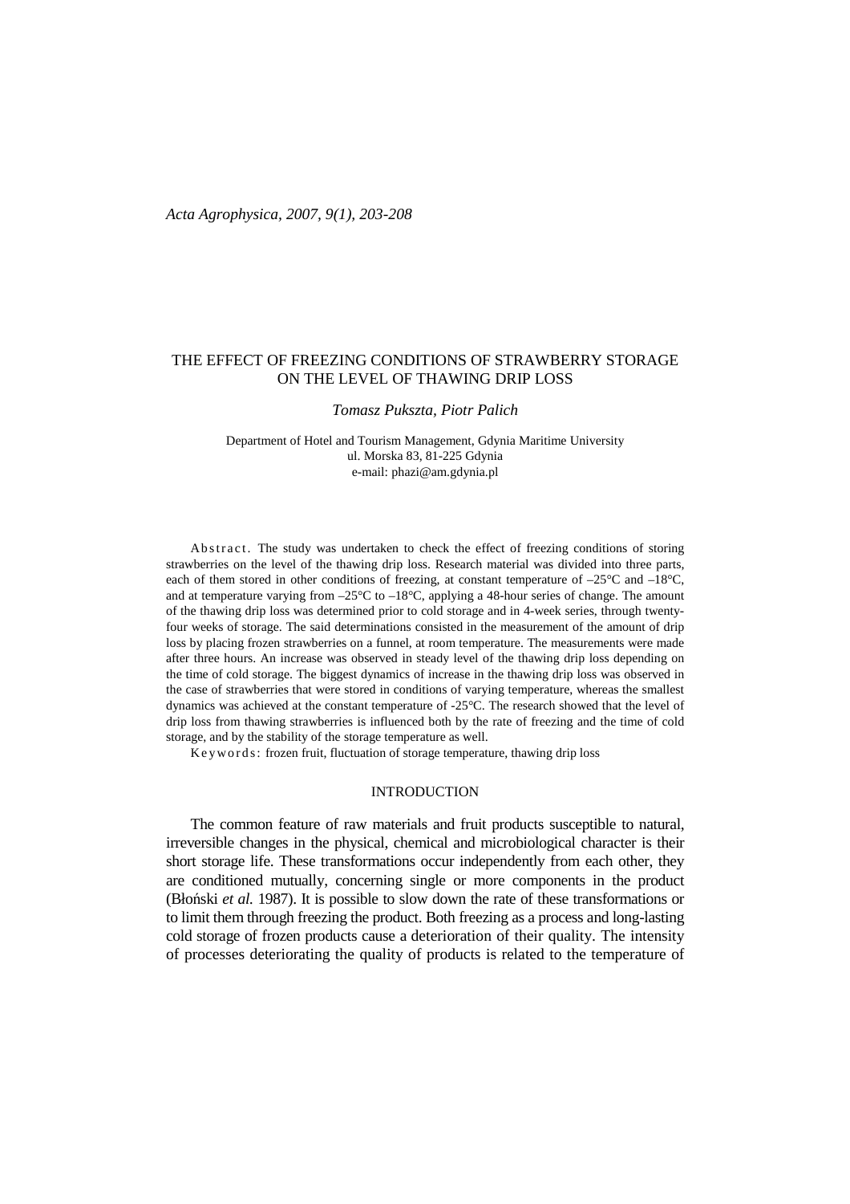# THE EFFECT OF FREEZING CONDITIONS OF STRAWBERRY STORAGE ON THE LEVEL OF THAWING DRIP LOSS

*Tomasz Pukszta, Piotr Palich*

Department of Hotel and Tourism Management, Gdynia Maritime University
ul. Morska 83, 81-225 Gdynia
e-mail: phazi@am.gdynia.pl

Abstract. The study was undertaken to check the effect of freezing conditions of storing strawberries on the level of the thawing drip loss. Research material was divided into three parts, each of them stored in other conditions of freezing, at constant temperature of –25°C and –18°C, and at temperature varying from –25°C to –18°C, applying a 48-hour series of change. The amount of the thawing drip loss was determined prior to cold storage and in 4-week series, through twenty-four weeks of storage. The said determinations consisted in the measurement of the amount of drip loss by placing frozen strawberries on a funnel, at room temperature. The measurements were made after three hours. An increase was observed in steady level of the thawing drip loss depending on the time of cold storage. The biggest dynamics of increase in the thawing drip loss was observed in the case of strawberries that were stored in conditions of varying temperature, whereas the smallest dynamics was achieved at the constant temperature of -25°C. The research showed that the level of drip loss from thawing strawberries is influenced both by the rate of freezing and the time of cold storage, and by the stability of the storage temperature as well.

Keywords: frozen fruit, fluctuation of storage temperature, thawing drip loss

## INTRODUCTION

The common feature of raw materials and fruit products susceptible to natural, irreversible changes in the physical, chemical and microbiological character is their short storage life. These transformations occur independently from each other, they are conditioned mutually, concerning single or more components in the product (Błoński *et al.* 1987). It is possible to slow down the rate of these transformations or to limit them through freezing the product. Both freezing as a process and long-lasting cold storage of frozen products cause a deterioration of their quality. The intensity of processes deteriorating the quality of products is related to the temperature of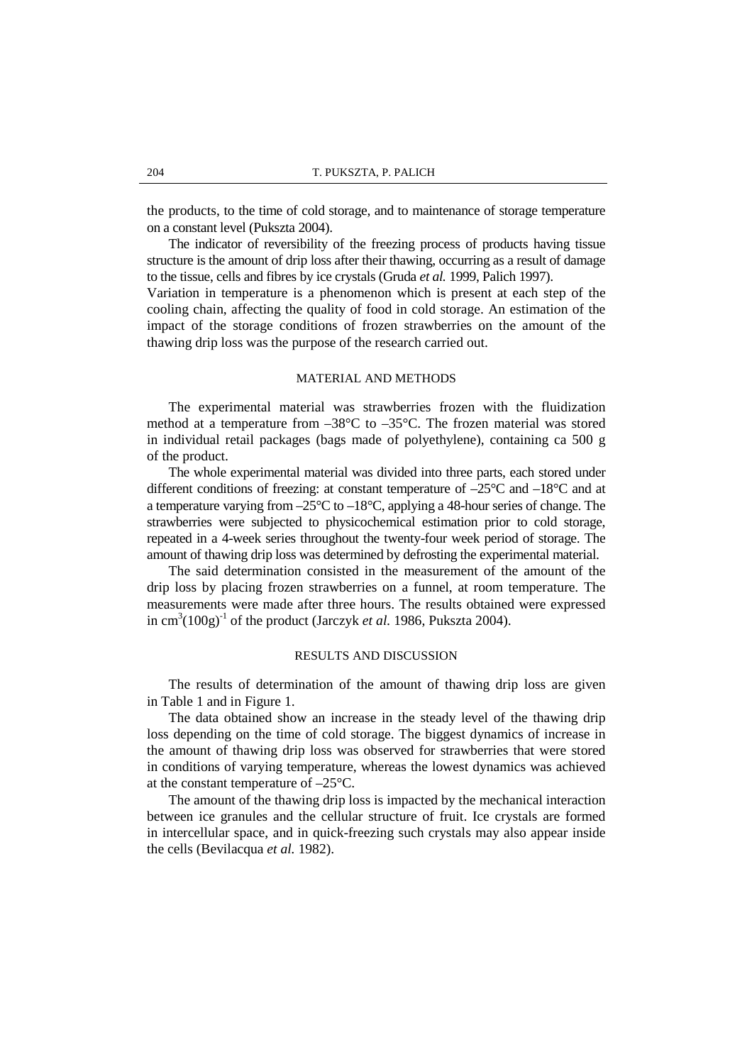the products, to the time of cold storage, and to maintenance of storage temperature on a constant level (Pukszta 2004).

The indicator of reversibility of the freezing process of products having tissue structure is the amount of drip loss after their thawing, occurring as a result of damage to the tissue, cells and fibres by ice crystals (Gruda *et al.* 1999, Palich 1997).

Variation in temperature is a phenomenon which is present at each step of the cooling chain, affecting the quality of food in cold storage. An estimation of the impact of the storage conditions of frozen strawberries on the amount of the thawing drip loss was the purpose of the research carried out.

## MATERIAL AND METHODS

The experimental material was strawberries frozen with the fluidization method at a temperature from –38°C to –35°C. The frozen material was stored in individual retail packages (bags made of polyethylene), containing ca 500 g of the product.

The whole experimental material was divided into three parts, each stored under different conditions of freezing: at constant temperature of –25°C and –18°C and at a temperature varying from –25°C to –18°C, applying a 48-hour series of change. The strawberries were subjected to physicochemical estimation prior to cold storage, repeated in a 4-week series throughout the twenty-four week period of storage. The amount of thawing drip loss was determined by defrosting the experimental material.

The said determination consisted in the measurement of the amount of the drip loss by placing frozen strawberries on a funnel, at room temperature. The measurements were made after three hours. The results obtained were expressed in $cm^3(100g)^{-1}$ of the product (Jarczyk *et al.* 1986, Pukszta 2004).

## RESULTS AND DISCUSSION

The results of determination of the amount of thawing drip loss are given in Table 1 and in Figure 1.

The data obtained show an increase in the steady level of the thawing drip loss depending on the time of cold storage. The biggest dynamics of increase in the amount of thawing drip loss was observed for strawberries that were stored in conditions of varying temperature, whereas the lowest dynamics was achieved at the constant temperature of –25°C.

The amount of the thawing drip loss is impacted by the mechanical interaction between ice granules and the cellular structure of fruit. Ice crystals are formed in intercellular space, and in quick-freezing such crystals may also appear inside the cells (Bevilacqua *et al.* 1982).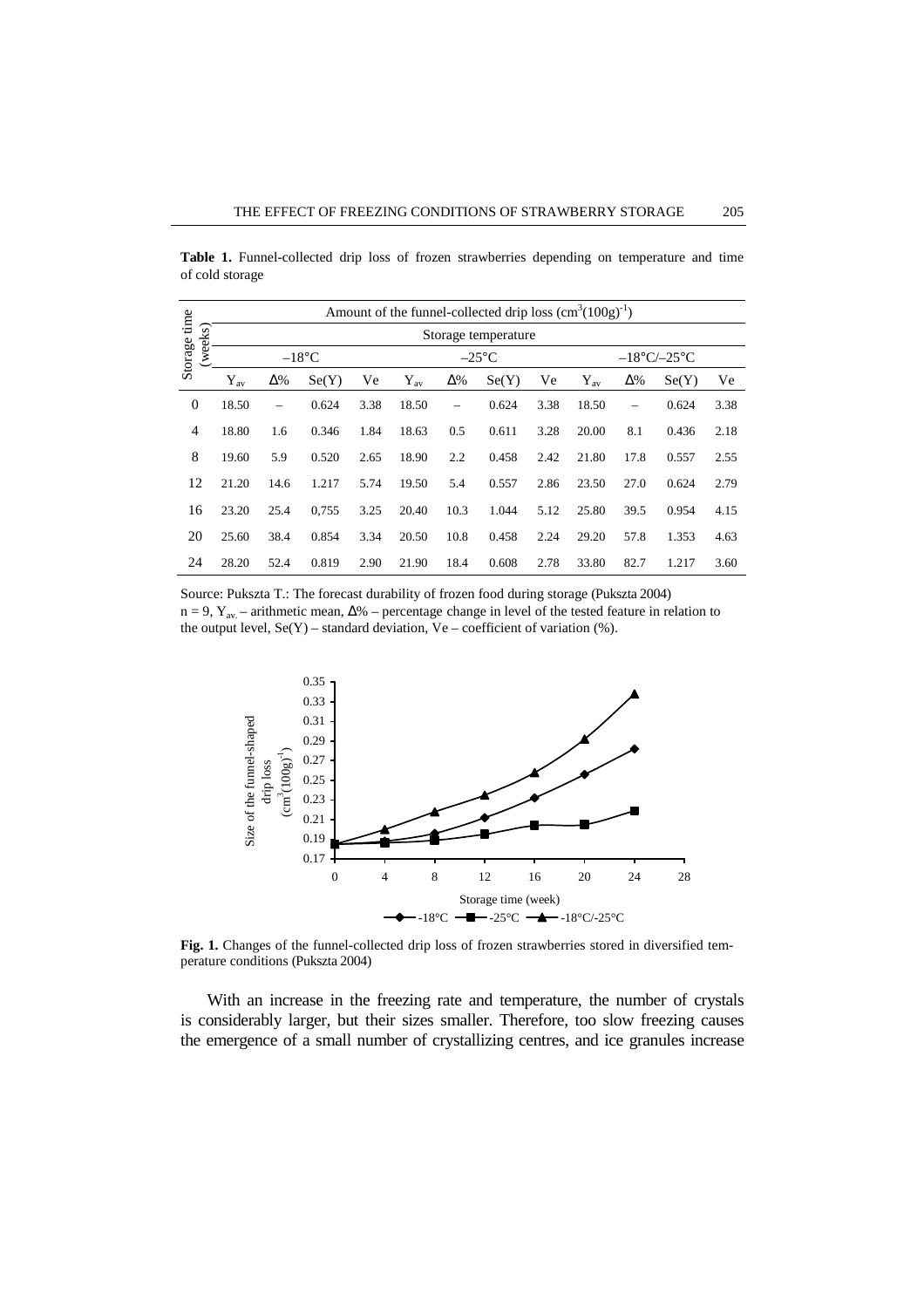**Table 1.** Funnel-collected drip loss of frozen strawberries depending on temperature and time of cold storage

| Storage time (weeks) | Amount of the funnel-collected drip loss ($cm^3(100g)^{-1}$) | | | | | | | | | | | |
|---|---|---|---|---|---|---|---|---|---|---|---|---|
| | Storage temperature | | | | | | | | | | | |
| | –18°C | | | | –25°C | | | | –18°C/–25°C | | | |
| | $Y_{av}$ | Δ% | Se(Y) | Ve | $Y_{av}$ | Δ% | Se(Y) | Ve | $Y_{av}$ | Δ% | Se(Y) | Ve |
| 0 | 18.50 | – | 0.624 | 3.38 | 18.50 | – | 0.624 | 3.38 | 18.50 | – | 0.624 | 3.38 |
| 4 | 18.80 | 1.6 | 0.346 | 1.84 | 18.63 | 0.5 | 0.611 | 3.28 | 20.00 | 8.1 | 0.436 | 2.18 |
| 8 | 19.60 | 5.9 | 0.520 | 2.65 | 18.90 | 2.2 | 0.458 | 2.42 | 21.80 | 17.8 | 0.557 | 2.55 |
| 12 | 21.20 | 14.6 | 1.217 | 5.74 | 19.50 | 5.4 | 0.557 | 2.86 | 23.50 | 27.0 | 0.624 | 2.79 |
| 16 | 23.20 | 25.4 | 0,755 | 3.25 | 20.40 | 10.3 | 1.044 | 5.12 | 25.80 | 39.5 | 0.954 | 4.15 |
| 20 | 25.60 | 38.4 | 0.854 | 3.34 | 20.50 | 10.8 | 0.458 | 2.24 | 29.20 | 57.8 | 1.353 | 4.63 |
| 24 | 28.20 | 52.4 | 0.819 | 2.90 | 21.90 | 18.4 | 0.608 | 2.78 | 33.80 | 82.7 | 1.217 | 3.60 |

Source: Pukszta T.: The forecast durability of frozen food during storage (Pukszta 2004)
n = 9, $Y_{av.}$ – arithmetic mean, Δ% – percentage change in level of the tested feature in relation to the output level, Se(Y) – standard deviation, Ve – coefficient of variation (%).

**Fig. 1.** Changes of the funnel-collected drip loss of frozen strawberries stored in diversified temperature conditions (Pukszta 2004)

With an increase in the freezing rate and temperature, the number of crystals is considerably larger, but their sizes smaller. Therefore, too slow freezing causes the emergence of a small number of crystallizing centres, and ice granules increase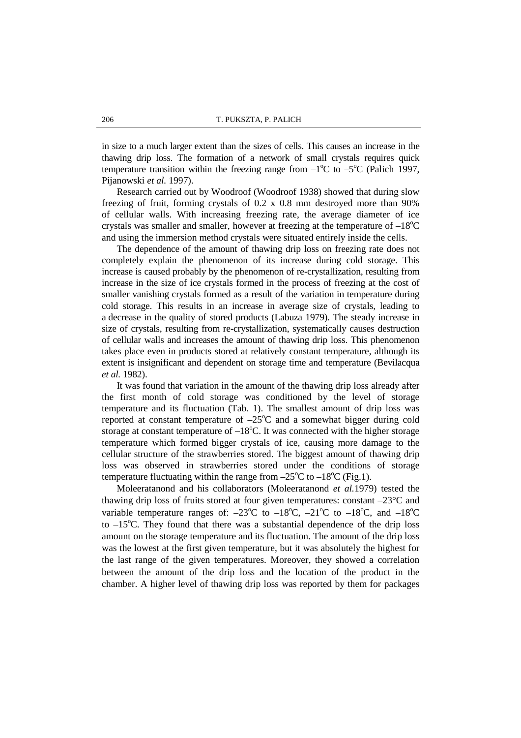in size to a much larger extent than the sizes of cells. This causes an increase in the thawing drip loss. The formation of a network of small crystals requires quick temperature transition within the freezing range from $-1^{o}$C to $-5^{o}$C (Palich 1997, Pijanowski *et al.* 1997).

Research carried out by Woodroof (Woodroof 1938) showed that during slow freezing of fruit, forming crystals of 0.2 x 0.8 mm destroyed more than 90% of cellular walls. With increasing freezing rate, the average diameter of ice crystals was smaller and smaller, however at freezing at the temperature of $-18^{o}$C and using the immersion method crystals were situated entirely inside the cells.

The dependence of the amount of thawing drip loss on freezing rate does not completely explain the phenomenon of its increase during cold storage. This increase is caused probably by the phenomenon of re-crystallization, resulting from increase in the size of ice crystals formed in the process of freezing at the cost of smaller vanishing crystals formed as a result of the variation in temperature during cold storage. This results in an increase in average size of crystals, leading to a decrease in the quality of stored products (Labuza 1979). The steady increase in size of crystals, resulting from re-crystallization, systematically causes destruction of cellular walls and increases the amount of thawing drip loss. This phenomenon takes place even in products stored at relatively constant temperature, although its extent is insignificant and dependent on storage time and temperature (Bevilacqua *et al.* 1982).

It was found that variation in the amount of the thawing drip loss already after the first month of cold storage was conditioned by the level of storage temperature and its fluctuation (Tab. 1). The smallest amount of drip loss was reported at constant temperature of $-25^{o}$C and a somewhat bigger during cold storage at constant temperature of $-18^{o}$C. It was connected with the higher storage temperature which formed bigger crystals of ice, causing more damage to the cellular structure of the strawberries stored. The biggest amount of thawing drip loss was observed in strawberries stored under the conditions of storage temperature fluctuating within the range from $-25^{o}$C to $-18^{o}$C (Fig.1).

Moleeratanond and his collaborators (Moleeratanond *et al.*1979) tested the thawing drip loss of fruits stored at four given temperatures: constant $-23$°C and variable temperature ranges of: $-23^{o}$C to $-18^{o}$C, $-21^{o}$C to $-18^{o}$C, and $-18^{o}$C to $-15^{o}$C. They found that there was a substantial dependence of the drip loss amount on the storage temperature and its fluctuation. The amount of the drip loss was the lowest at the first given temperature, but it was absolutely the highest for the last range of the given temperatures. Moreover, they showed a correlation between the amount of the drip loss and the location of the product in the chamber. A higher level of thawing drip loss was reported by them for packages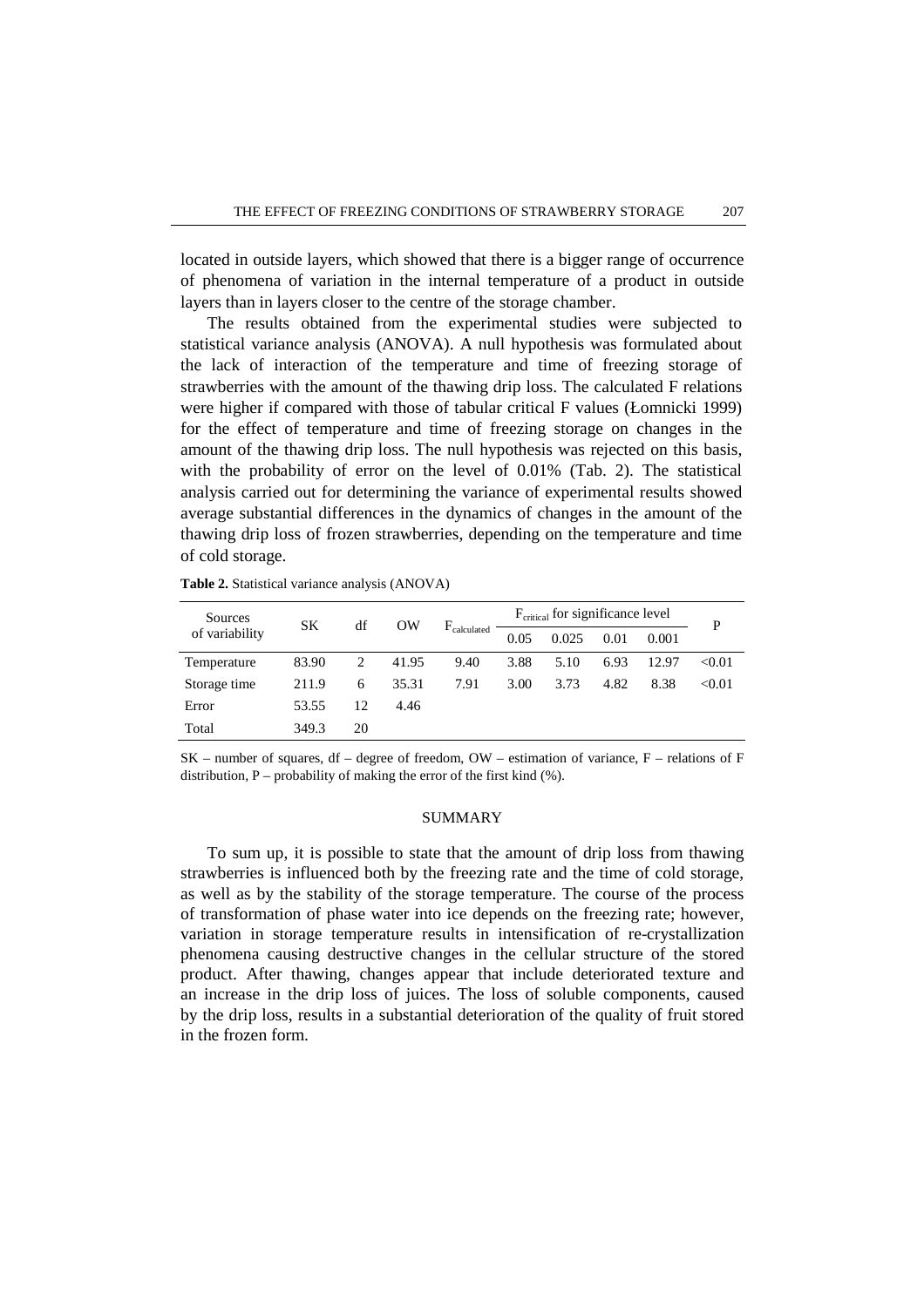located in outside layers, which showed that there is a bigger range of occurrence of phenomena of variation in the internal temperature of a product in outside layers than in layers closer to the centre of the storage chamber.

The results obtained from the experimental studies were subjected to statistical variance analysis (ANOVA). A null hypothesis was formulated about the lack of interaction of the temperature and time of freezing storage of strawberries with the amount of the thawing drip loss. The calculated F relations were higher if compared with those of tabular critical F values (Łomnicki 1999) for the effect of temperature and time of freezing storage on changes in the amount of the thawing drip loss. The null hypothesis was rejected on this basis, with the probability of error on the level of 0.01% (Tab. 2). The statistical analysis carried out for determining the variance of experimental results showed average substantial differences in the dynamics of changes in the amount of the thawing drip loss of frozen strawberries, depending on the temperature and time of cold storage.

**Table 2.** Statistical variance analysis (ANOVA)

| Sources of variability | SK | df | OW | $F_{calculated}$ | $F_{critical}$ for significance level | | | | P |
|---|---|---|---|---|---|---|---|---|---|
| | | | | | 0.05 | 0.025 | 0.01 | 0.001 | |
| Temperature | 83.90 | 2 | 41.95 | 9.40 | 3.88 | 5.10 | 6.93 | 12.97 | <0.01 |
| Storage time | 211.9 | 6 | 35.31 | 7.91 | 3.00 | 3.73 | 4.82 | 8.38 | <0.01 |
| Error | 53.55 | 12 | 4.46 | | | | | | |
| Total | 349.3 | 20 | | | | | | | |

SK – number of squares, df – degree of freedom, OW – estimation of variance, F – relations of F distribution, P – probability of making the error of the first kind (%).

## SUMMARY

To sum up, it is possible to state that the amount of drip loss from thawing strawberries is influenced both by the freezing rate and the time of cold storage, as well as by the stability of the storage temperature. The course of the process of transformation of phase water into ice depends on the freezing rate; however, variation in storage temperature results in intensification of re-crystallization phenomena causing destructive changes in the cellular structure of the stored product. After thawing, changes appear that include deteriorated texture and an increase in the drip loss of juices. The loss of soluble components, caused by the drip loss, results in a substantial deterioration of the quality of fruit stored in the frozen form.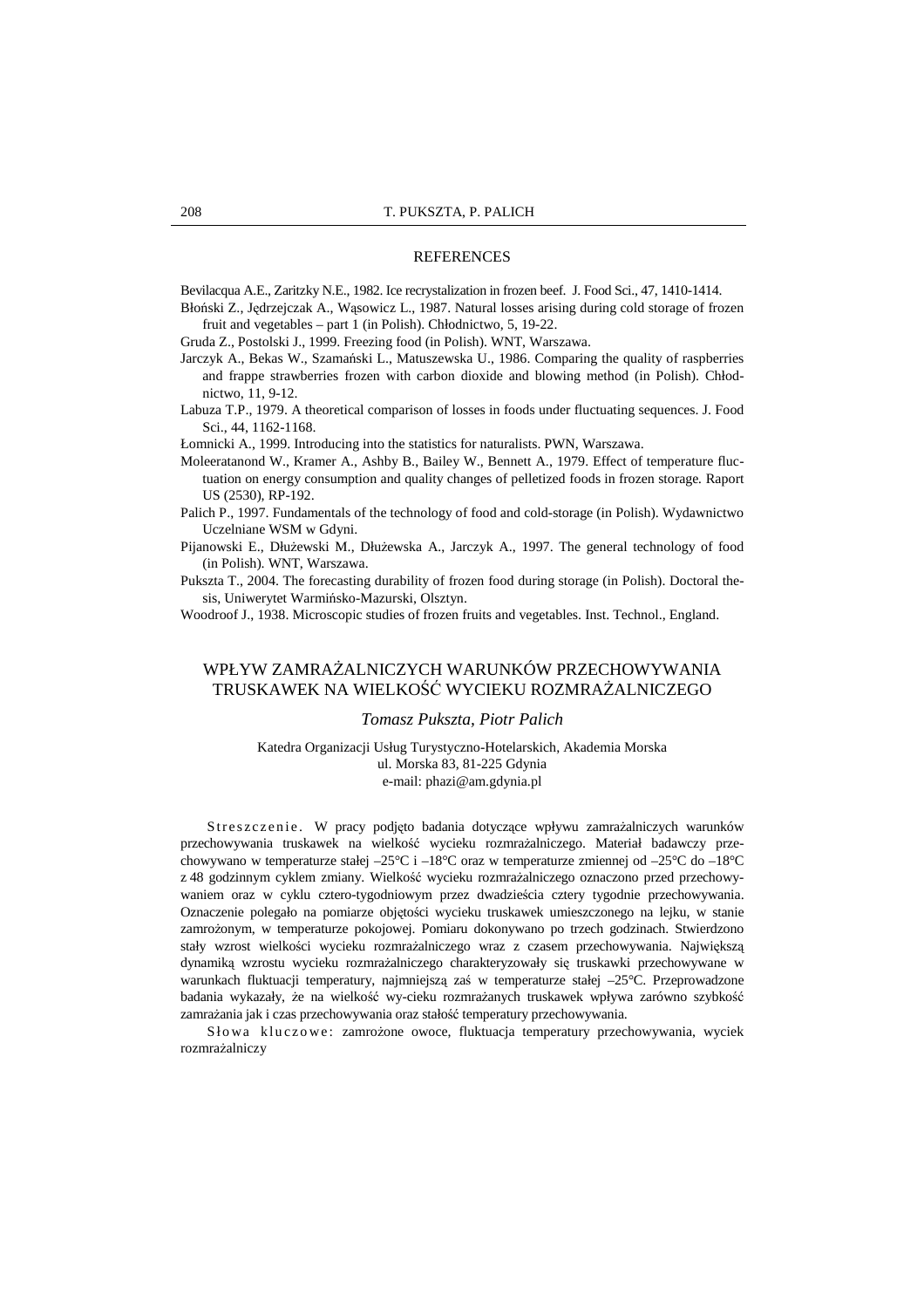## REFERENCES

Bevilacqua A.E., Zaritzky N.E., 1982. Ice recrystalization in frozen beef. J. Food Sci., 47, 1410-1414.

Błoński Z., Jędrzejczak A., Wąsowicz L., 1987. Natural losses arising during cold storage of frozen fruit and vegetables – part 1 (in Polish). Chłodnictwo, 5, 19-22.

Gruda Z., Postolski J., 1999. Freezing food (in Polish). WNT, Warszawa.

Jarczyk A., Bekas W., Szamański L., Matuszewska U., 1986. Comparing the quality of raspberries and frappe strawberries frozen with carbon dioxide and blowing method (in Polish). Chłodnictwo, 11, 9-12.

Labuza T.P., 1979. A theoretical comparison of losses in foods under fluctuating sequences. J. Food Sci., 44, 1162-1168.

Łomnicki A., 1999. Introducing into the statistics for naturalists. PWN, Warszawa.

Moleeratanond W., Kramer A., Ashby B., Bailey W., Bennett A., 1979. Effect of temperature fluctuation on energy consumption and quality changes of pelletized foods in frozen storage. Raport US (2530), RP-192.

Palich P., 1997. Fundamentals of the technology of food and cold-storage (in Polish). Wydawnictwo Uczelniane WSM w Gdyni.

Pijanowski E., Dłużewski M., Dłużewska A., Jarczyk A., 1997. The general technology of food (in Polish). WNT, Warszawa.

Pukszta T., 2004. The forecasting durability of frozen food during storage (in Polish). Doctoral thesis, Uniwerytet Warmińsko-Mazurski, Olsztyn.

Woodroof J., 1938. Microscopic studies of frozen fruits and vegetables. Inst. Technol., England.

## WPŁYW ZAMRAŻALNICZYCH WARUNKÓW PRZECHOWYWANIA TRUSKAWEK NA WIELKOŚĆ WYCIEKU ROZMRAŻALNICZEGO

*Tomasz Pukszta, Piotr Palich*

Katedra Organizacji Usług Turystyczno-Hotelarskich, Akademia Morska
ul. Morska 83, 81-225 Gdynia
e-mail: phazi@am.gdynia.pl

Streszczenie. W pracy podjęto badania dotyczące wpływu zamrażalniczych warunków przechowywania truskawek na wielkość wycieku rozmrażalniczego. Materiał badawczy przechowywano w temperaturze stałej –25°C i –18°C oraz w temperaturze zmiennej od –25°C do –18°C z 48 godzinnym cyklem zmiany. Wielkość wycieku rozmrażalniczego oznaczono przed przechowywaniem oraz w cyklu cztero-tygodniowym przez dwadzieścia cztery tygodnie przechowywania. Oznaczenie polegało na pomiarze objętości wycieku truskawek umieszczonego na lejku, w stanie zamrożonym, w temperaturze pokojowej. Pomiaru dokonywano po trzech godzinach. Stwierdzono stały wzrost wielkości wycieku rozmrażalniczego wraz z czasem przechowywania. Największą dynamiką wzrostu wycieku rozmrażalniczego charakteryzowały się truskawki przechowywane w warunkach fluktuacji temperatury, najmniejszą zaś w temperaturze stałej –25°C. Przeprowadzone badania wykazały, że na wielkość wy-cieku rozmrażanych truskawek wpływa zarówno szybkość zamrażania jak i czas przechowywania oraz stałość temperatury przechowywania.

Słowa kluczowe: zamrożone owoce, fluktuacja temperatury przechowywania, wyciek rozmrażalniczy